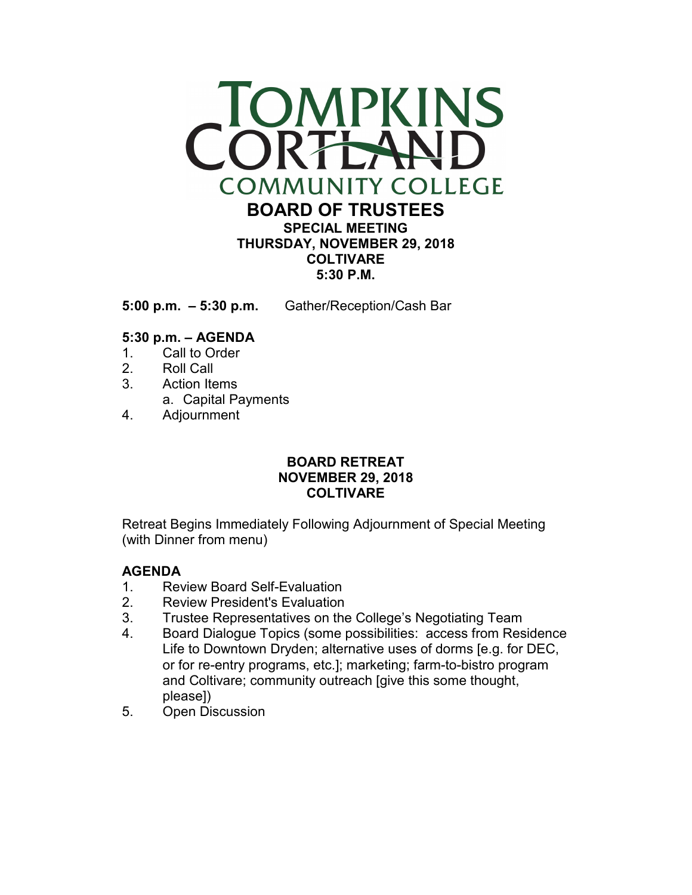# TOMPKINS CORTLAND COMMUNITY COLLEGE

## BOARD OF TRUSTEES

**SPECIAL MEETING**
**THURSDAY, NOVEMBER 29, 2018**
**COLTIVARE**
**5:30 P.M.**

**5:00 p.m. – 5:30 p.m.** Gather/Reception/Cash Bar

**5:30 p.m. – AGENDA**

1. Call to Order
2. Roll Call
3. Action Items
   a. Capital Payments
4. Adjournment

**BOARD RETREAT**
**NOVEMBER 29, 2018**
**COLTIVARE**

Retreat Begins Immediately Following Adjournment of Special Meeting (with Dinner from menu)

**AGENDA**

1. Review Board Self-Evaluation
2. Review President's Evaluation
3. Trustee Representatives on the College's Negotiating Team
4. Board Dialogue Topics (some possibilities: access from Residence Life to Downtown Dryden; alternative uses of dorms [e.g. for DEC, or for re-entry programs, etc.]; marketing; farm-to-bistro program and Coltivare; community outreach [give this some thought, please])
5. Open Discussion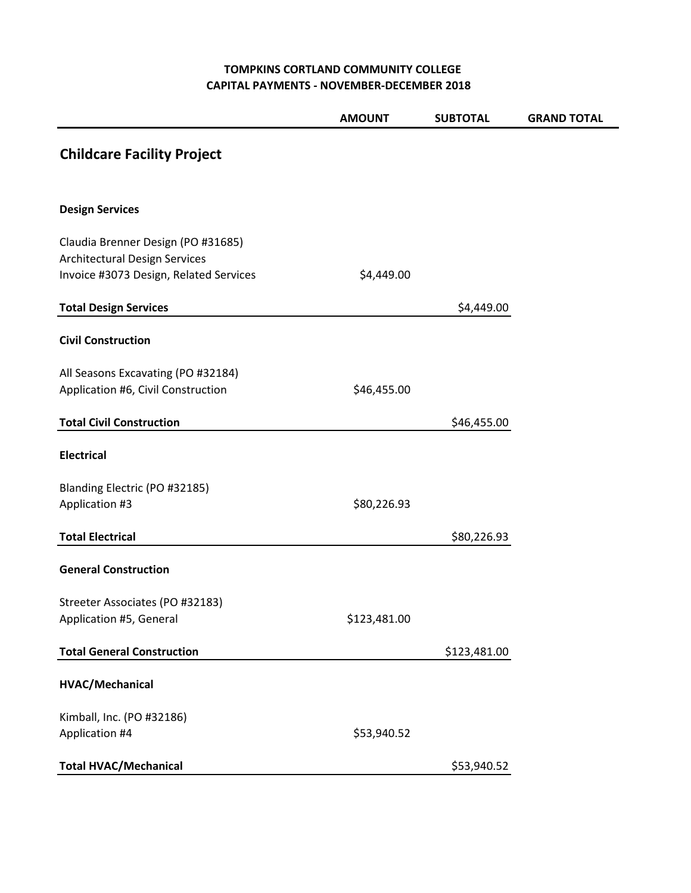**TOMPKINS CORTLAND COMMUNITY COLLEGE**
**CAPITAL PAYMENTS - NOVEMBER-DECEMBER 2018**

| | AMOUNT | SUBTOTAL | GRAND TOTAL |
|---|---|---|---|
| **Childcare Facility Project** | | | |
| **Design Services** | | | |
| Claudia Brenner Design (PO #31685) | | | |
| Architectural Design Services | | | |
| Invoice #3073 Design, Related Services | $4,449.00 | | |
| **Total Design Services** | | $4,449.00 | |
| **Civil Construction** | | | |
| All Seasons Excavating (PO #32184) | | | |
| Application #6, Civil Construction | $46,455.00 | | |
| **Total Civil Construction** | | $46,455.00 | |
| **Electrical** | | | |
| Blanding Electric (PO #32185) | | | |
| Application #3 | $80,226.93 | | |
| **Total Electrical** | | $80,226.93 | |
| **General Construction** | | | |
| Streeter Associates (PO #32183) | | | |
| Application #5, General | $123,481.00 | | |
| **Total General Construction** | | $123,481.00 | |
| **HVAC/Mechanical** | | | |
| Kimball, Inc. (PO #32186) | | | |
| Application #4 | $53,940.52 | | |
| **Total HVAC/Mechanical** | | $53,940.52 | |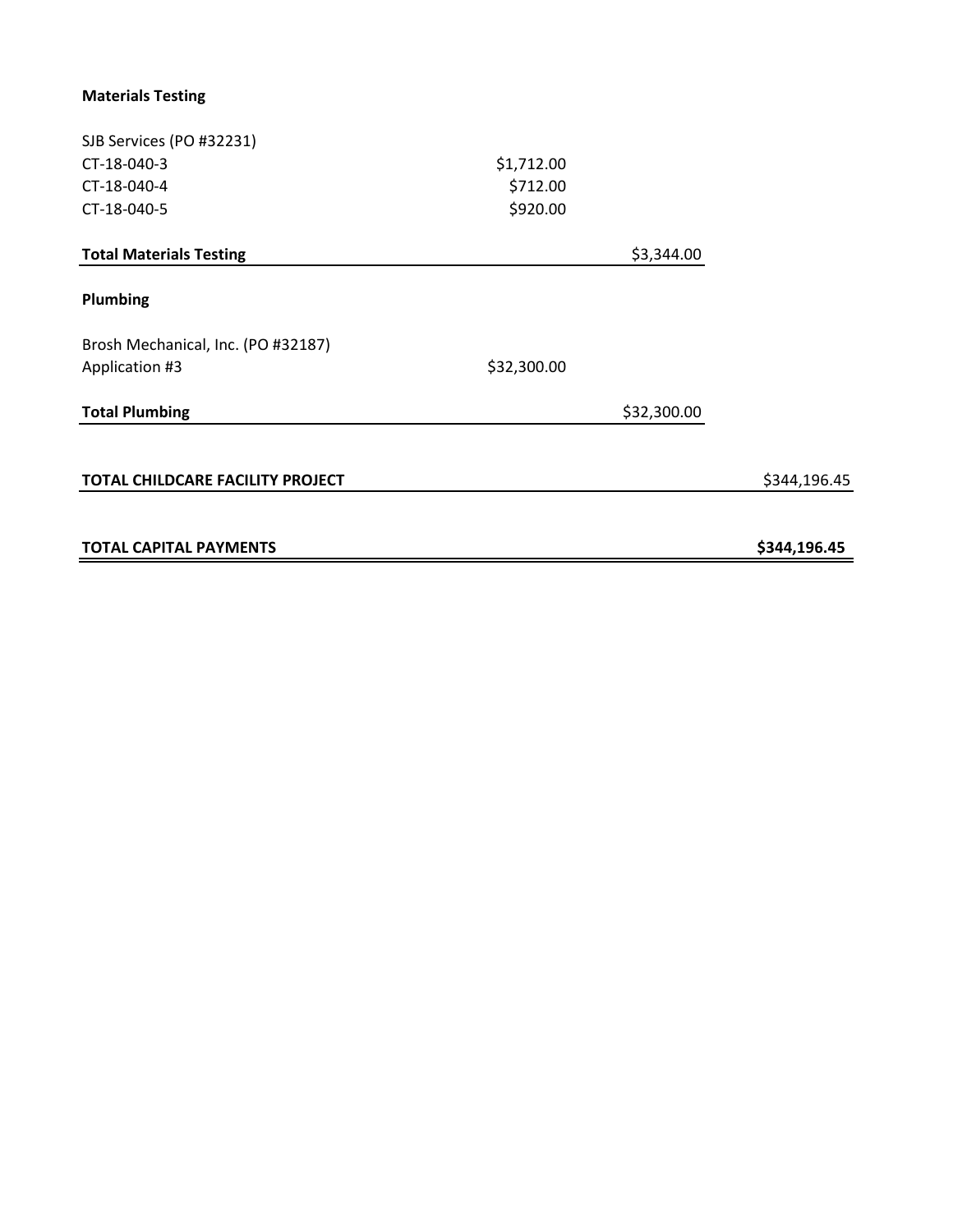**Materials Testing**

| | | | |
|---|---|---|---|
| SJB Services (PO #32231) | | | |
| CT-18-040-3 | $1,712.00 | | |
| CT-18-040-4 | $712.00 | | |
| CT-18-040-5 | $920.00 | | |
| **Total Materials Testing** | | $3,344.00 | |

**Plumbing**

| | | | |
|---|---|---|---|
| Brosh Mechanical, Inc. (PO #32187) | | | |
| Application #3 | $32,300.00 | | |
| **Total Plumbing** | | $32,300.00 | |
| **TOTAL CHILDCARE FACILITY PROJECT** | | | $344,196.45 |
| **TOTAL CAPITAL PAYMENTS** | | | **$344,196.45** |